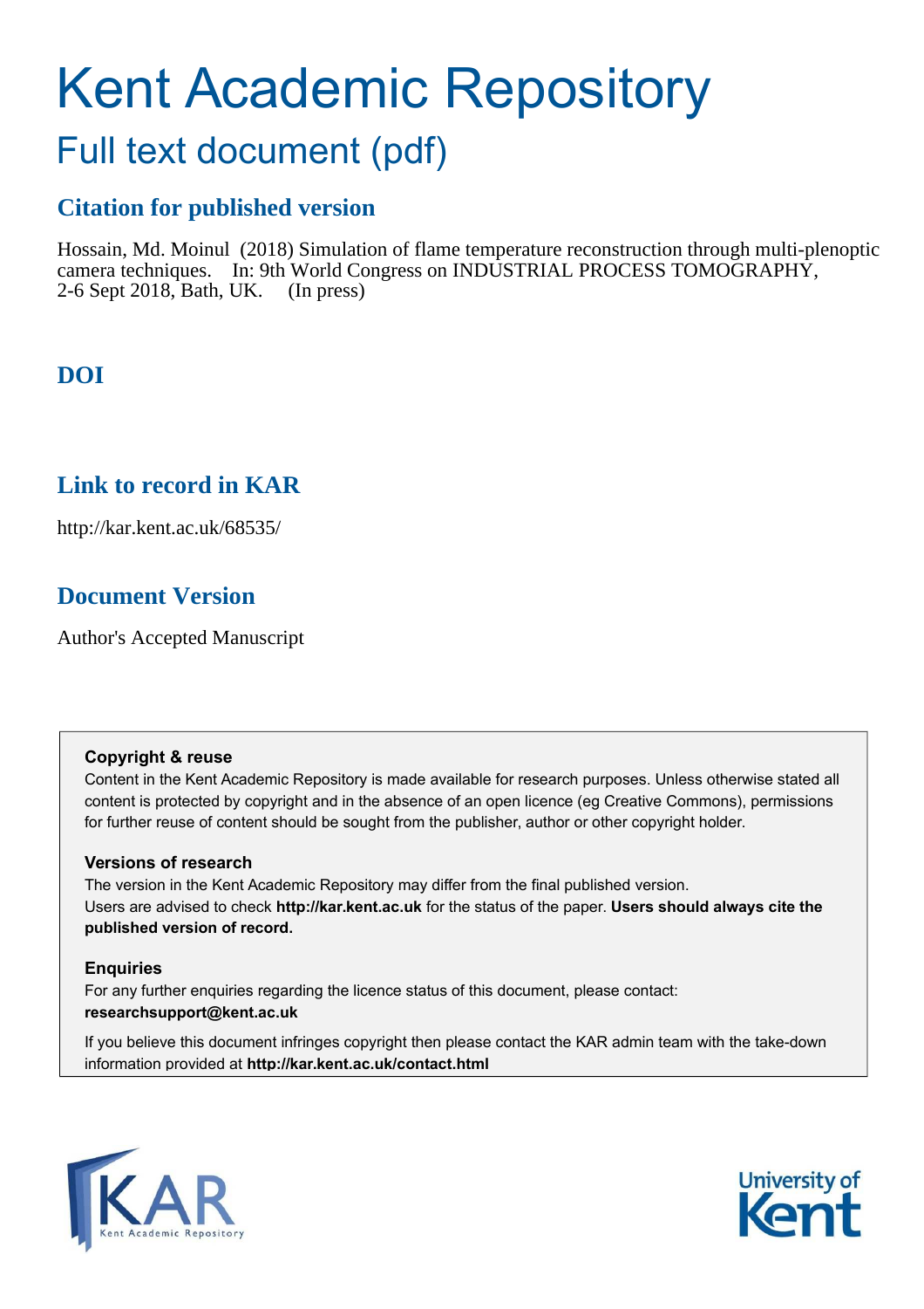# Kent Academic Repository

## Full text document (pdf)

### Citation for published version

Hossain, Md. Moinul (2018) Simulation of flame temperature reconstruction through multi-plenoptic camera techniques. In: 9th World Congress on INDUSTRIAL PROCESS TOMOGRAPHY, 2-6 Sept 2018, Bath, UK. (In press)

### DOI

### Link to record in KAR

http://kar.kent.ac.uk/68535/

### Document Version

Author's Accepted Manuscript

**Copyright & reuse**

Content in the Kent Academic Repository is made available for research purposes. Unless otherwise stated all content is protected by copyright and in the absence of an open licence (eg Creative Commons), permissions for further reuse of content should be sought from the publisher, author or other copyright holder.

**Versions of research**

The version in the Kent Academic Repository may differ from the final published version. Users are advised to check **http://kar.kent.ac.uk** for the status of the paper. **Users should always cite the published version of record.**

**Enquiries**

For any further enquiries regarding the licence status of this document, please contact: **researchsupport@kent.ac.uk**

If you believe this document infringes copyright then please contact the KAR admin team with the take-down information provided at **http://kar.kent.ac.uk/contact.html**

KAR Kent Academic Repository

University of Kent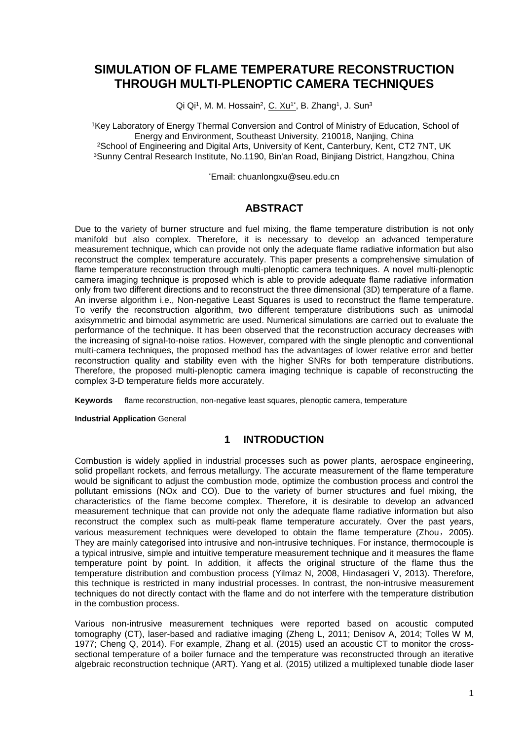# SIMULATION OF FLAME TEMPERATURE RECONSTRUCTION THROUGH MULTI-PLENOPTIC CAMERA TECHNIQUES

Qi Qi[1], M. M. Hossain[2], C. Xu[1*], B. Zhang[1], J. Sun[3]

[1]Key Laboratory of Energy Thermal Conversion and Control of Ministry of Education, School of Energy and Environment, Southeast University, 210018, Nanjing, China
[2]School of Engineering and Digital Arts, University of Kent, Canterbury, Kent, CT2 7NT, UK
[3]Sunny Central Research Institute, No.1190, Bin'an Road, Binjiang District, Hangzhou, China

[*]Email: chuanlongxu@seu.edu.cn

## ABSTRACT

Due to the variety of burner structure and fuel mixing, the flame temperature distribution is not only manifold but also complex. Therefore, it is necessary to develop an advanced temperature measurement technique, which can provide not only the adequate flame radiative information but also reconstruct the complex temperature accurately. This paper presents a comprehensive simulation of flame temperature reconstruction through multi-plenoptic camera techniques. A novel multi-plenoptic camera imaging technique is proposed which is able to provide adequate flame radiative information only from two different directions and to reconstruct the three dimensional (3D) temperature of a flame. An inverse algorithm i.e., Non-negative Least Squares is used to reconstruct the flame temperature. To verify the reconstruction algorithm, two different temperature distributions such as unimodal axisymmetric and bimodal asymmetric are used. Numerical simulations are carried out to evaluate the performance of the technique. It has been observed that the reconstruction accuracy decreases with the increasing of signal-to-noise ratios. However, compared with the single plenoptic and conventional multi-camera techniques, the proposed method has the advantages of lower relative error and better reconstruction quality and stability even with the higher SNRs for both temperature distributions. Therefore, the proposed multi-plenoptic camera imaging technique is capable of reconstructing the complex 3-D temperature fields more accurately.

**Keywords** flame reconstruction, non-negative least squares, plenoptic camera, temperature

**Industrial Application** General

## 1 INTRODUCTION

Combustion is widely applied in industrial processes such as power plants, aerospace engineering, solid propellant rockets, and ferrous metallurgy. The accurate measurement of the flame temperature would be significant to adjust the combustion mode, optimize the combustion process and control the pollutant emissions (NOx and CO). Due to the variety of burner structures and fuel mixing, the characteristics of the flame become complex. Therefore, it is desirable to develop an advanced measurement technique that can provide not only the adequate flame radiative information but also reconstruct the complex such as multi-peak flame temperature accurately. Over the past years, various measurement techniques were developed to obtain the flame temperature (Zhou，2005). They are mainly categorised into intrusive and non-intrusive techniques. For instance, thermocouple is a typical intrusive, simple and intuitive temperature measurement technique and it measures the flame temperature point by point. In addition, it affects the original structure of the flame thus the temperature distribution and combustion process (Yilmaz N, 2008, Hindasageri V, 2013). Therefore, this technique is restricted in many industrial processes. In contrast, the non-intrusive measurement techniques do not directly contact with the flame and do not interfere with the temperature distribution in the combustion process.

Various non-intrusive measurement techniques were reported based on acoustic computed tomography (CT), laser-based and radiative imaging (Zheng L, 2011; Denisov A, 2014; Tolles W M, 1977; Cheng Q, 2014). For example, Zhang et al. (2015) used an acoustic CT to monitor the cross-sectional temperature of a boiler furnace and the temperature was reconstructed through an iterative algebraic reconstruction technique (ART). Yang et al. (2015) utilized a multiplexed tunable diode laser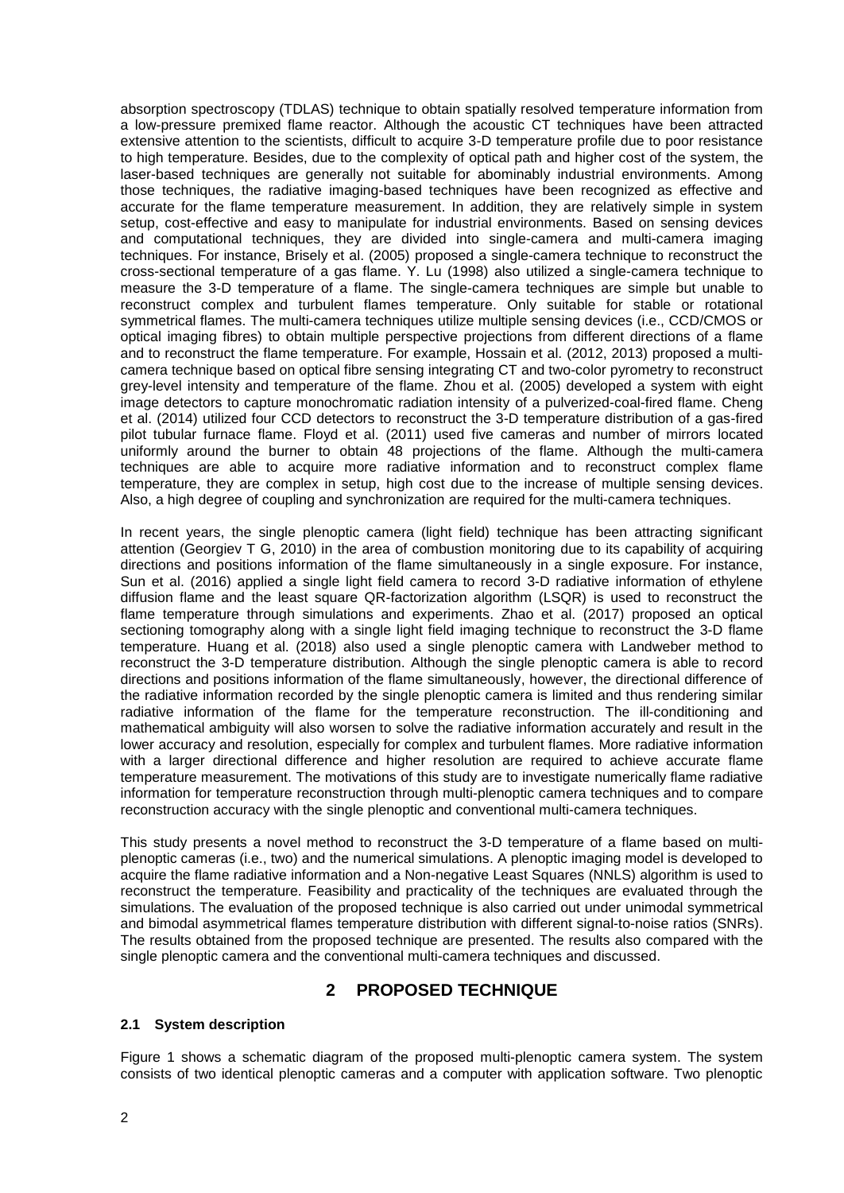absorption spectroscopy (TDLAS) technique to obtain spatially resolved temperature information from a low-pressure premixed flame reactor. Although the acoustic CT techniques have been attracted extensive attention to the scientists, difficult to acquire 3-D temperature profile due to poor resistance to high temperature. Besides, due to the complexity of optical path and higher cost of the system, the laser-based techniques are generally not suitable for abominably industrial environments. Among those techniques, the radiative imaging-based techniques have been recognized as effective and accurate for the flame temperature measurement. In addition, they are relatively simple in system setup, cost-effective and easy to manipulate for industrial environments. Based on sensing devices and computational techniques, they are divided into single-camera and multi-camera imaging techniques. For instance, Brisely et al. (2005) proposed a single-camera technique to reconstruct the cross-sectional temperature of a gas flame. Y. Lu (1998) also utilized a single-camera technique to measure the 3-D temperature of a flame. The single-camera techniques are simple but unable to reconstruct complex and turbulent flames temperature. Only suitable for stable or rotational symmetrical flames. The multi-camera techniques utilize multiple sensing devices (i.e., CCD/CMOS or optical imaging fibres) to obtain multiple perspective projections from different directions of a flame and to reconstruct the flame temperature. For example, Hossain et al. (2012, 2013) proposed a multi-camera technique based on optical fibre sensing integrating CT and two-color pyrometry to reconstruct grey-level intensity and temperature of the flame. Zhou et al. (2005) developed a system with eight image detectors to capture monochromatic radiation intensity of a pulverized-coal-fired flame. Cheng et al. (2014) utilized four CCD detectors to reconstruct the 3-D temperature distribution of a gas-fired pilot tubular furnace flame. Floyd et al. (2011) used five cameras and number of mirrors located uniformly around the burner to obtain 48 projections of the flame. Although the multi-camera techniques are able to acquire more radiative information and to reconstruct complex flame temperature, they are complex in setup, high cost due to the increase of multiple sensing devices. Also, a high degree of coupling and synchronization are required for the multi-camera techniques.

In recent years, the single plenoptic camera (light field) technique has been attracting significant attention (Georgiev T G, 2010) in the area of combustion monitoring due to its capability of acquiring directions and positions information of the flame simultaneously in a single exposure. For instance, Sun et al. (2016) applied a single light field camera to record 3-D radiative information of ethylene diffusion flame and the least square QR-factorization algorithm (LSQR) is used to reconstruct the flame temperature through simulations and experiments. Zhao et al. (2017) proposed an optical sectioning tomography along with a single light field imaging technique to reconstruct the 3-D flame temperature. Huang et al. (2018) also used a single plenoptic camera with Landweber method to reconstruct the 3-D temperature distribution. Although the single plenoptic camera is able to record directions and positions information of the flame simultaneously, however, the directional difference of the radiative information recorded by the single plenoptic camera is limited and thus rendering similar radiative information of the flame for the temperature reconstruction. The ill-conditioning and mathematical ambiguity will also worsen to solve the radiative information accurately and result in the lower accuracy and resolution, especially for complex and turbulent flames. More radiative information with a larger directional difference and higher resolution are required to achieve accurate flame temperature measurement. The motivations of this study are to investigate numerically flame radiative information for temperature reconstruction through multi-plenoptic camera techniques and to compare reconstruction accuracy with the single plenoptic and conventional multi-camera techniques.

This study presents a novel method to reconstruct the 3-D temperature of a flame based on multi-plenoptic cameras (i.e., two) and the numerical simulations. A plenoptic imaging model is developed to acquire the flame radiative information and a Non-negative Least Squares (NNLS) algorithm is used to reconstruct the temperature. Feasibility and practicality of the techniques are evaluated through the simulations. The evaluation of the proposed technique is also carried out under unimodal symmetrical and bimodal asymmetrical flames temperature distribution with different signal-to-noise ratios (SNRs). The results obtained from the proposed technique are presented. The results also compared with the single plenoptic camera and the conventional multi-camera techniques and discussed.

## 2 PROPOSED TECHNIQUE

### 2.1 System description

Figure 1 shows a schematic diagram of the proposed multi-plenoptic camera system. The system consists of two identical plenoptic cameras and a computer with application software. Two plenoptic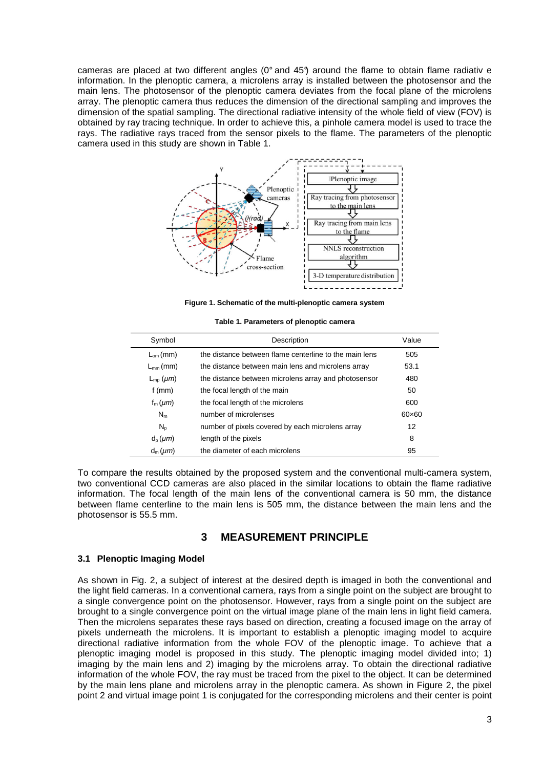cameras are placed at two different angles (0° and 45°) around the flame to obtain flame radiative information. In the plenoptic camera, a microlens array is installed between the photosensor and the main lens. The photosensor of the plenoptic camera deviates from the focal plane of the microlens array. The plenoptic camera thus reduces the dimension of the directional sampling and improves the dimension of the spatial sampling. The directional radiative intensity of the whole field of view (FOV) is obtained by ray tracing technique. In order to achieve this, a pinhole camera model is used to trace the rays. The radiative rays traced from the sensor pixels to the flame. The parameters of the plenoptic camera used in this study are shown in Table 1.

Y
X
C
R
θ(rad)
Plenoptic cameras
Flame cross-section
Plenoptic image
Ray tracing from photosensor to the main lens
Ray tracing from main lens to the flame
NNLS reconstruction algorithm
3-D temperature distribution

**Figure 1. Schematic of the multi-plenoptic camera system**

**Table 1. Parameters of plenoptic camera**

| Symbol | Description | Value |
|---|---|---|
| $L_{om}$ (mm) | the distance between flame centerline to the main lens | 505 |
| $L_{mm}$ (mm) | the distance between main lens and microlens array | 53.1 |
| $L_{mp}$ ($\mu m$) | the distance between microlens array and photosensor | 480 |
| f (mm) | the focal length of the main | 50 |
| $f_m$ ($\mu m$) | the focal length of the microlens | 600 |
| $N_m$ | number of microlenses | 60×60 |
| $N_p$ | number of pixels covered by each microlens array | 12 |
| $d_p$ ($\mu m$) | length of the pixels | 8 |
| $d_m$ ($\mu m$) | the diameter of each microlens | 95 |

To compare the results obtained by the proposed system and the conventional multi-camera system, two conventional CCD cameras are also placed in the similar locations to obtain the flame radiative information. The focal length of the main lens of the conventional camera is 50 mm, the distance between flame centerline to the main lens is 505 mm, the distance between the main lens and the photosensor is 55.5 mm.

## 3 MEASUREMENT PRINCIPLE

### 3.1 Plenoptic Imaging Model

As shown in Fig. 2, a subject of interest at the desired depth is imaged in both the conventional and the light field cameras. In a conventional camera, rays from a single point on the subject are brought to a single convergence point on the photosensor. However, rays from a single point on the subject are brought to a single convergence point on the virtual image plane of the main lens in light field camera. Then the microlens separates these rays based on direction, creating a focused image on the array of pixels underneath the microlens. It is important to establish a plenoptic imaging model to acquire directional radiative information from the whole FOV of the plenoptic image. To achieve that a plenoptic imaging model is proposed in this study. The plenoptic imaging model divided into; 1) imaging by the main lens and 2) imaging by the microlens array. To obtain the directional radiative information of the whole FOV, the ray must be traced from the pixel to the object. It can be determined by the main lens plane and microlens array in the plenoptic camera. As shown in Figure 2, the pixel point 2 and virtual image point 1 is conjugated for the corresponding microlens and their center is point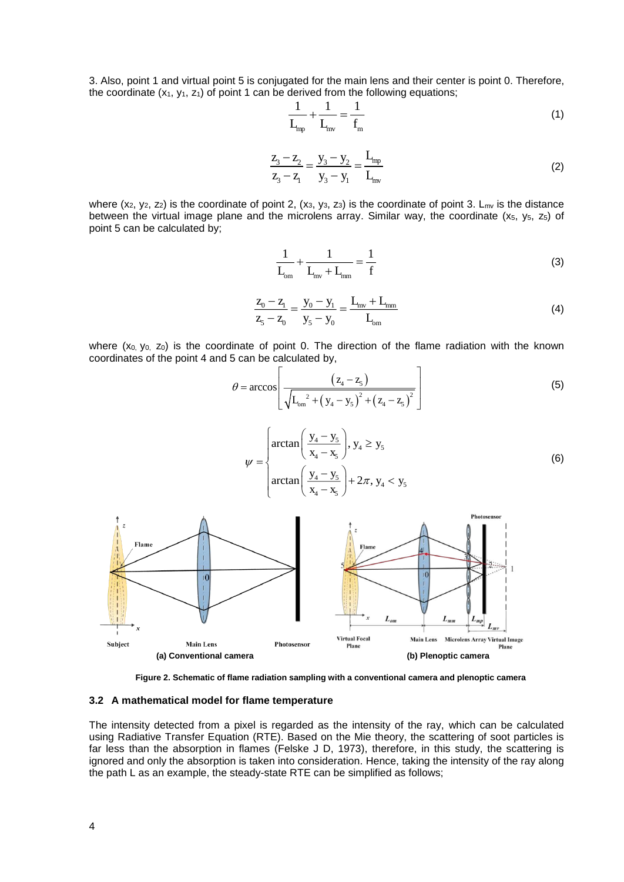3. Also, point 1 and virtual point 5 is conjugated for the main lens and their center is point 0. Therefore, the coordinate ($x_1$, $y_1$, $z_1$) of point 1 can be derived from the following equations;

$$\frac{1}{L_{mp}}+\frac{1}{L_{mv}}=\frac{1}{f_m} \tag{1}$$

$$\frac{z_3-z_2}{z_3-z_1}=\frac{y_3-y_2}{y_3-y_1}=\frac{L_{mp}}{L_{mv}} \tag{2}$$

where ($x_2$, $y_2$, $z_2$) is the coordinate of point 2, ($x_3$, $y_3$, $z_3$) is the coordinate of point 3. $L_{mv}$ is the distance between the virtual image plane and the microlens array. Similar way, the coordinate ($x_5$, $y_5$, $z_5$) of point 5 can be calculated by;

$$\frac{1}{L_{om}}+\frac{1}{L_{mv}+L_{mm}}=\frac{1}{f} \tag{3}$$

$$\frac{z_0-z_1}{z_5-z_0}=\frac{y_0-y_1}{y_5-y_0}=\frac{L_{mv}+L_{mm}}{L_{om}} \tag{4}$$

where ($x_0$, $y_0$, $z_0$) is the coordinate of point 0. The direction of the flame radiation with the known coordinates of the point 4 and 5 can be calculated by,

$$\theta=\arccos\left[\frac{\left(z_4-z_5\right)}{\sqrt{L_{om}{}^2+\left(y_4-y_5\right)^2+\left(z_4-z_5\right)^2}}\right] \tag{5}$$

$$\psi=\begin{cases}\arctan\left(\dfrac{y_4-y_5}{x_4-x_5}\right), y_4\geq y_5\\ \arctan\left(\dfrac{y_4-y_5}{x_4-x_5}\right)+2\pi, y_4<y_5\end{cases} \tag{6}$$

Flame
Subject
Main Lens
Photosensor
(a) Conventional camera

Photosensor
Flame
Virtual Focal Plane
Main Lens
Microlens Array
Virtual Image Plane
(b) Plenoptic camera

**Figure 2. Schematic of flame radiation sampling with a conventional camera and plenoptic camera**

### 3.2 A mathematical model for flame temperature

The intensity detected from a pixel is regarded as the intensity of the ray, which can be calculated using Radiative Transfer Equation (RTE). Based on the Mie theory, the scattering of soot particles is far less than the absorption in flames (Felske J D, 1973), therefore, in this study, the scattering is ignored and only the absorption is taken into consideration. Hence, taking the intensity of the ray along the path L as an example, the steady-state RTE can be simplified as follows;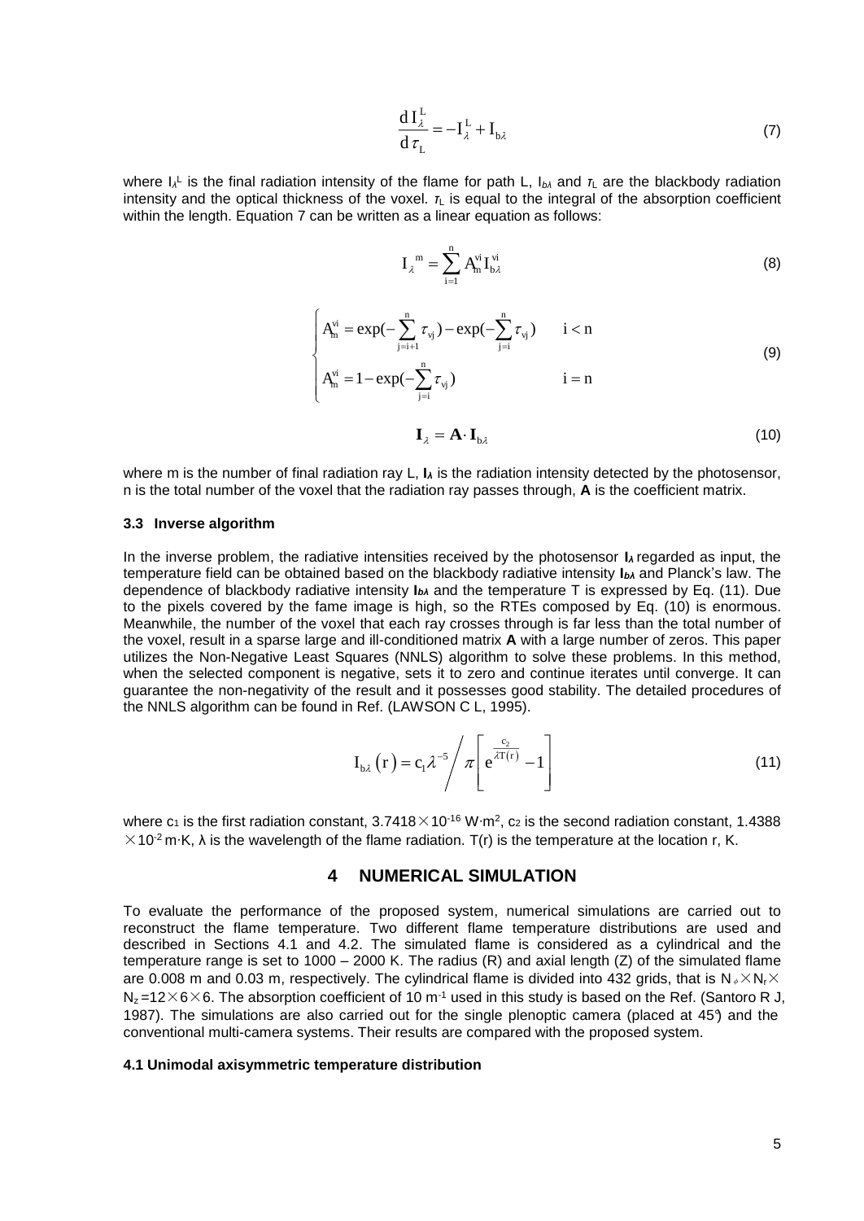$$\frac{\mathrm{d}\,\mathrm{I}_{\lambda}^{\mathrm{L}}}{\mathrm{d}\,\tau_{\mathrm{L}}}=-\mathrm{I}_{\lambda}^{\mathrm{L}}+\mathrm{I}_{\mathrm{b}\lambda} \tag{7}$$

where $I_\lambda^L$ is the final radiation intensity of the flame for path L, $I_{b\lambda}$ and $\tau_L$ are the blackbody radiation intensity and the optical thickness of the voxel. $\tau_L$ is equal to the integral of the absorption coefficient within the length. Equation 7 can be written as a linear equation as follows:

$$\mathrm{I}_{\lambda}^{\ \mathrm{m}}=\sum_{\mathrm{i}=1}^{\mathrm{n}}\mathrm{A}_{\mathrm{m}}^{\mathrm{vi}}\mathrm{I}_{\mathrm{b}\lambda}^{\mathrm{vi}} \tag{8}$$

$$\begin{cases} \mathrm{A}_{\mathrm{m}}^{\mathrm{vi}}=\exp(-\sum_{\mathrm{j=i+1}}^{\mathrm{n}}\tau_{\mathrm{vj}})-\exp(-\sum_{\mathrm{j=i}}^{\mathrm{n}}\tau_{\mathrm{vj}}) & \mathrm{i}<\mathrm{n} \\ \mathrm{A}_{\mathrm{m}}^{\mathrm{vi}}=1-\exp(-\sum_{\mathrm{j=i}}^{\mathrm{n}}\tau_{\mathrm{vj}}) & \mathrm{i}=\mathrm{n} \end{cases} \tag{9}$$

$$\mathbf{I}_{\lambda}=\mathbf{A}\cdot\mathbf{I}_{\mathrm{b}\lambda} \tag{10}$$

where m is the number of final radiation ray L, $\mathbf{I}_\lambda$ is the radiation intensity detected by the photosensor, n is the total number of the voxel that the radiation ray passes through, **A** is the coefficient matrix.

### 3.3 Inverse algorithm

In the inverse problem, the radiative intensities received by the photosensor $\mathbf{I}_\lambda$ regarded as input, the temperature field can be obtained based on the blackbody radiative intensity $\mathbf{I}_{b\lambda}$ and Planck's law. The dependence of blackbody radiative intensity $\mathbf{I}_{b\lambda}$ and the temperature T is expressed by Eq. (11). Due to the pixels covered by the fame image is high, so the RTEs composed by Eq. (10) is enormous. Meanwhile, the number of the voxel that each ray crosses through is far less than the total number of the voxel, result in a sparse large and ill-conditioned matrix **A** with a large number of zeros. This paper utilizes the Non-Negative Least Squares (NNLS) algorithm to solve these problems. In this method, when the selected component is negative, sets it to zero and continue iterates until converge. It can guarantee the non-negativity of the result and it possesses good stability. The detailed procedures of the NNLS algorithm can be found in Ref. (LAWSON C L, 1995).

$$\mathrm{I}_{\mathrm{b}\lambda}\left(\mathrm{r}\right)=\mathrm{c}_{1}\lambda^{-5}\Big/\pi\left[\mathrm{e}^{\frac{\mathrm{c}_{2}}{\lambda\mathrm{T}(\mathrm{r})}}-1\right] \tag{11}$$

where $c_1$ is the first radiation constant, $3.7418\times10^{-16}$ W·m$^2$, $c_2$ is the second radiation constant, $1.4388\times10^{-2}$ m·K, λ is the wavelength of the flame radiation. T(r) is the temperature at the location r, K.

## 4 NUMERICAL SIMULATION

To evaluate the performance of the proposed system, numerical simulations are carried out to reconstruct the flame temperature. Two different flame temperature distributions are used and described in Sections 4.1 and 4.2. The simulated flame is considered as a cylindrical and the temperature range is set to 1000 – 2000 K. The radius (R) and axial length (Z) of the simulated flame are 0.008 m and 0.03 m, respectively. The cylindrical flame is divided into 432 grids, that is $N_\phi\times N_r\times N_z=12\times6\times6$. The absorption coefficient of 10 m$^{-1}$ used in this study is based on the Ref. (Santoro R J, 1987). The simulations are also carried out for the single plenoptic camera (placed at 45°) and the conventional multi-camera systems. Their results are compared with the proposed system.

### 4.1 Unimodal axisymmetric temperature distribution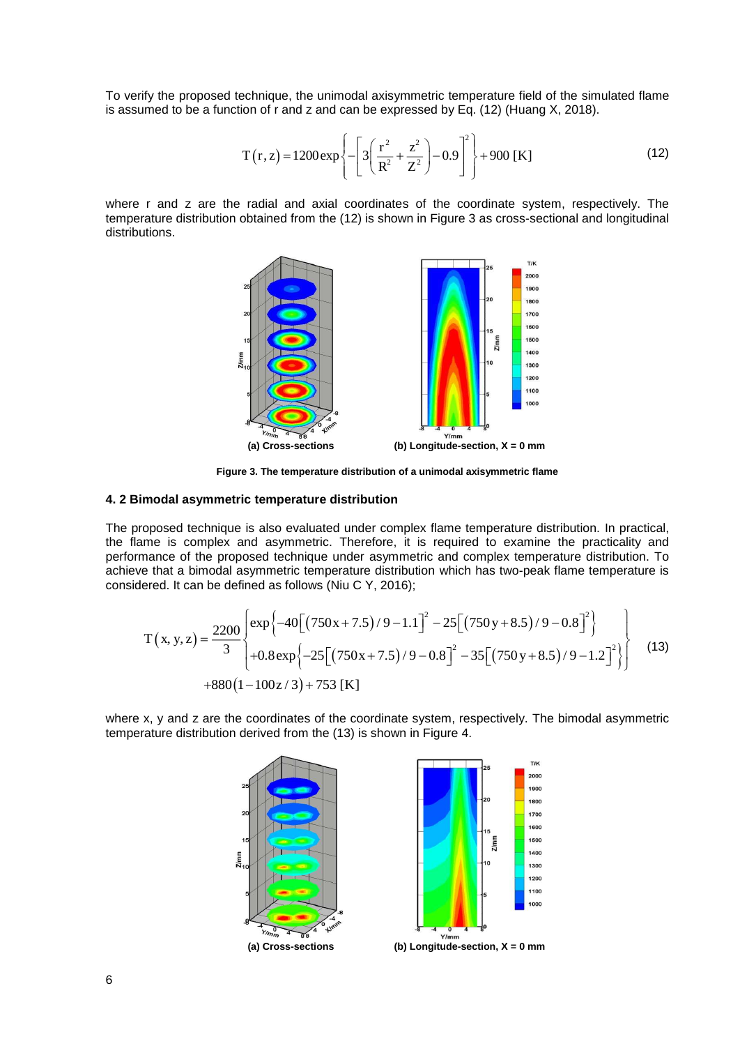To verify the proposed technique, the unimodal axisymmetric temperature field of the simulated flame is assumed to be a function of r and z and can be expressed by Eq. (12) (Huang X, 2018).

$$T(r,z) = 1200\exp\left\{-\left[3\left(\frac{r^2}{R^2}+\frac{z^2}{Z^2}\right)-0.9\right]^2\right\}+900\ [\mathrm{K}] \tag{12}$$

where r and z are the radial and axial coordinates of the coordinate system, respectively. The temperature distribution obtained from the (12) is shown in Figure 3 as cross-sectional and longitudinal distributions.

**(a) Cross-sections** **(b) Longitude-section, X = 0 mm**

**Figure 3. The temperature distribution of a unimodal axisymmetric flame**

### 4. 2 Bimodal asymmetric temperature distribution

The proposed technique is also evaluated under complex flame temperature distribution. In practical, the flame is complex and asymmetric. Therefore, it is required to examine the practicality and performance of the proposed technique under asymmetric and complex temperature distribution. To achieve that a bimodal asymmetric temperature distribution which has two-peak flame temperature is considered. It can be defined as follows (Niu C Y, 2016);

$$T(x,y,z) = \frac{2200}{3}\left\{\begin{aligned}&\exp\left\{-40\left[(750x+7.5)/9-1.1\right]^2-25\left[(750y+8.5)/9-0.8\right]^2\right\}\\&+0.8\exp\left\{-25\left[(750x+7.5)/9-0.8\right]^2-35\left[(750y+8.5)/9-1.2\right]^2\right\}\end{aligned}\right\} \tag{13}$$
$$+880(1-100z/3)+753\ [\mathrm{K}]$$

where x, y and z are the coordinates of the coordinate system, respectively. The bimodal asymmetric temperature distribution derived from the (13) is shown in Figure 4.

**(a) Cross-sections** **(b) Longitude-section, X = 0 mm**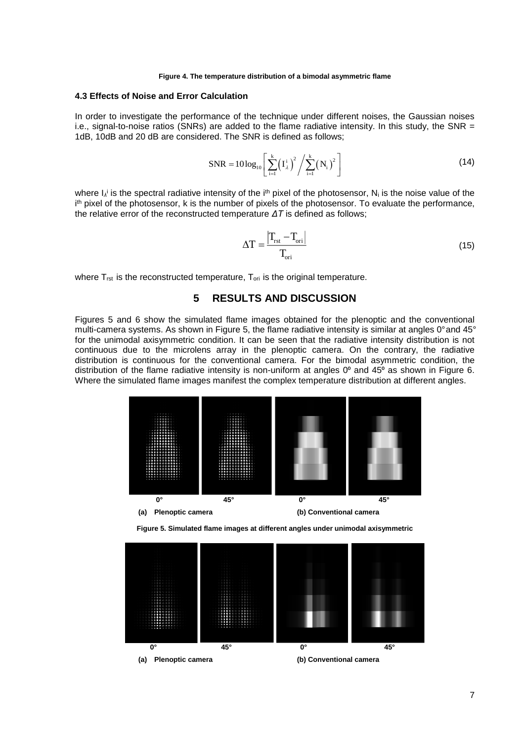**Figure 4. The temperature distribution of a bimodal asymmetric flame**

### 4.3 Effects of Noise and Error Calculation

In order to investigate the performance of the technique under different noises, the Gaussian noises i.e., signal-to-noise ratios (SNRs) are added to the flame radiative intensity. In this study, the SNR = 1dB, 10dB and 20 dB are considered. The SNR is defined as follows;

$$\mathrm{SNR} = 10\log_{10}\left[\sum_{i=1}^{k}\left(I_{\lambda}^{i}\right)^{2} \Big/ \sum_{i=1}^{k}\left(N_{i}\right)^{2}\right] \tag{14}$$

where $I_{\lambda}^{i}$ is the spectral radiative intensity of the $i^{th}$ pixel of the photosensor, $N_i$ is the noise value of the $i^{th}$ pixel of the photosensor, k is the number of pixels of the photosensor. To evaluate the performance, the relative error of the reconstructed temperature $\Delta T$ is defined as follows;

$$\Delta T = \frac{\left|T_{rst} - T_{ori}\right|}{T_{ori}} \tag{15}$$

where $T_{rst}$ is the reconstructed temperature, $T_{ori}$ is the original temperature.

## 5 RESULTS AND DISCUSSION

Figures 5 and 6 show the simulated flame images obtained for the plenoptic and the conventional multi-camera systems. As shown in Figure 5, the flame radiative intensity is similar at angles 0° and 45° for the unimodal axisymmetric condition. It can be seen that the radiative intensity distribution is not continuous due to the microlens array in the plenoptic camera. On the contrary, the radiative distribution is continuous for the conventional camera. For the bimodal asymmetric condition, the distribution of the flame radiative intensity is non-uniform at angles 0º and 45º as shown in Figure 6. Where the simulated flame images manifest the complex temperature distribution at different angles.

0° 45° 0° 45°

(a) Plenoptic camera (b) Conventional camera

**Figure 5. Simulated flame images at different angles under unimodal axisymmetric**

0° 45° 0° 45°

(a) Plenoptic camera (b) Conventional camera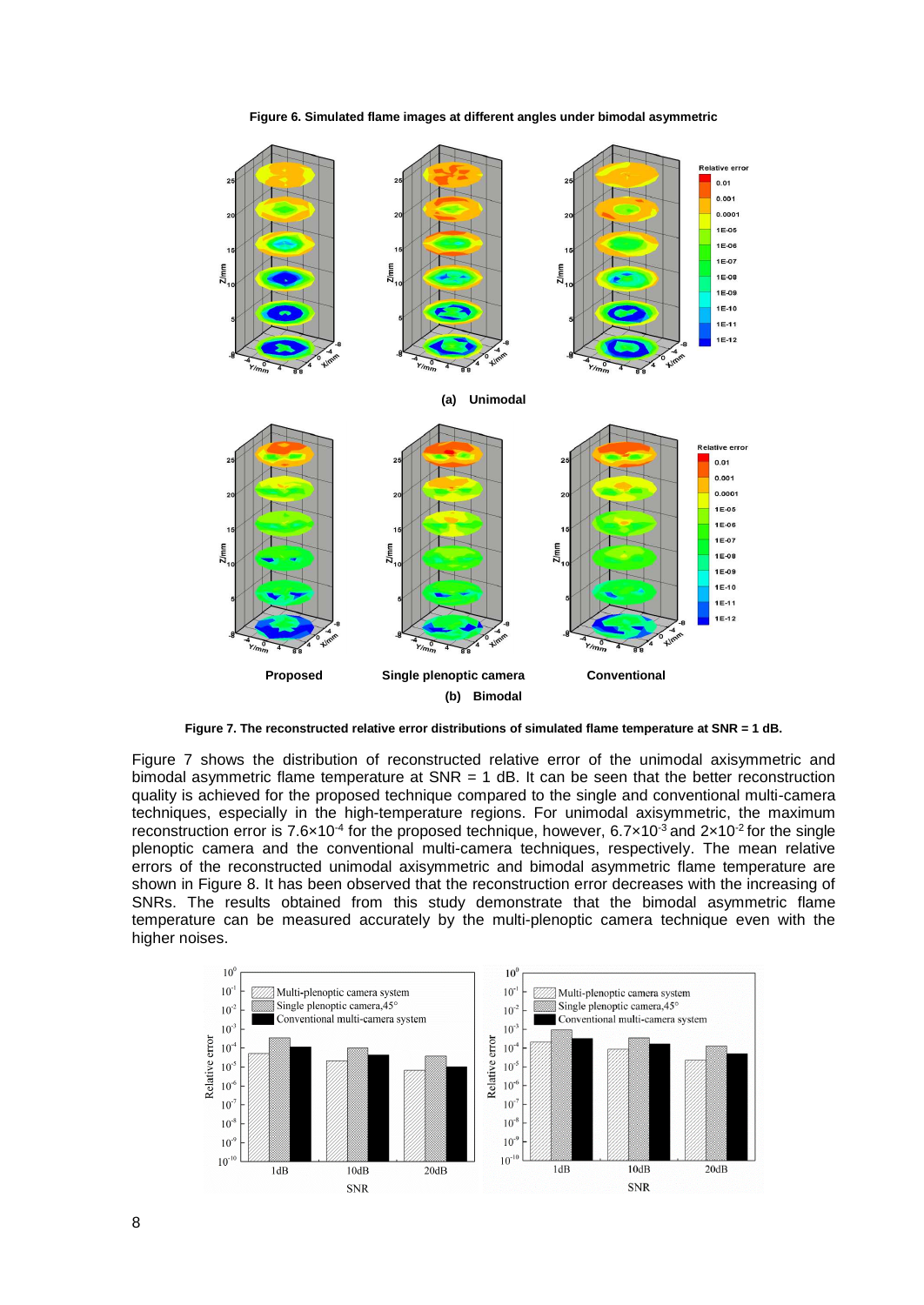**Figure 6. Simulated flame images at different angles under bimodal asymmetric**

Relative error
0.01
0.001
0.0001
1E-05
1E-06
1E-07
1E-08
1E-09
1E-10
1E-11
1E-12

Z/mm
Y/mm
X/mm

(a) Unimodal

Proposed
Single plenoptic camera
Conventional

(b) Bimodal

**Figure 7. The reconstructed relative error distributions of simulated flame temperature at SNR = 1 dB.**

Figure 7 shows the distribution of reconstructed relative error of the unimodal axisymmetric and bimodal asymmetric flame temperature at SNR = 1 dB. It can be seen that the better reconstruction quality is achieved for the proposed technique compared to the single and conventional multi-camera techniques, especially in the high-temperature regions. For unimodal axisymmetric, the maximum reconstruction error is $7.6\times10^{-4}$ for the proposed technique, however, $6.7\times10^{-3}$ and $2\times10^{-2}$ for the single plenoptic camera and the conventional multi-camera techniques, respectively. The mean relative errors of the reconstructed unimodal axisymmetric and bimodal asymmetric flame temperature are shown in Figure 8. It has been observed that the reconstruction error decreases with the increasing of SNRs. The results obtained from this study demonstrate that the bimodal asymmetric flame temperature can be measured accurately by the multi-plenoptic camera technique even with the higher noises.

Multi-plenoptic camera system
Single plenoptic camera,45°
Conventional multi-camera system
Relative error
SNR
1dB
10dB
20dB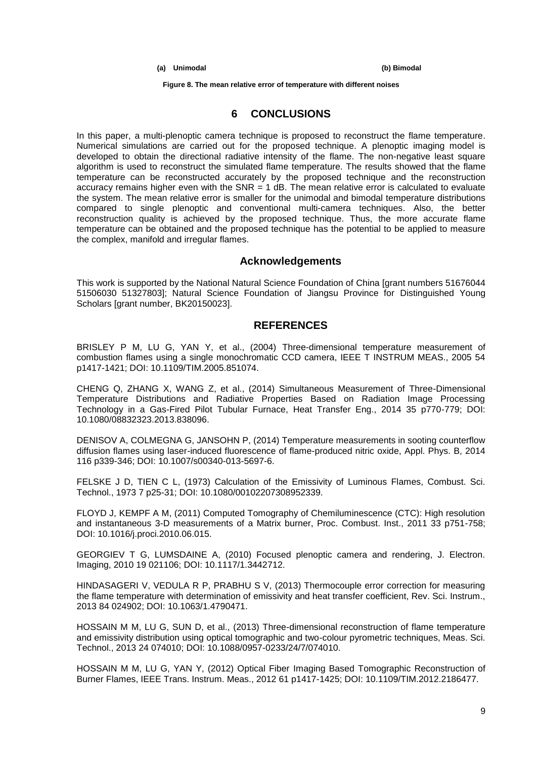**(a) Unimodal** **(b) Bimodal**

**Figure 8. The mean relative error of temperature with different noises**

## 6 CONCLUSIONS

In this paper, a multi-plenoptic camera technique is proposed to reconstruct the flame temperature. Numerical simulations are carried out for the proposed technique. A plenoptic imaging model is developed to obtain the directional radiative intensity of the flame. The non-negative least square algorithm is used to reconstruct the simulated flame temperature. The results showed that the flame temperature can be reconstructed accurately by the proposed technique and the reconstruction accuracy remains higher even with the SNR = 1 dB. The mean relative error is calculated to evaluate the system. The mean relative error is smaller for the unimodal and bimodal temperature distributions compared to single plenoptic and conventional multi-camera techniques. Also, the better reconstruction quality is achieved by the proposed technique. Thus, the more accurate flame temperature can be obtained and the proposed technique has the potential to be applied to measure the complex, manifold and irregular flames.

## Acknowledgements

This work is supported by the National Natural Science Foundation of China [grant numbers 51676044 51506030 51327803]; Natural Science Foundation of Jiangsu Province for Distinguished Young Scholars [grant number, BK20150023].

## REFERENCES

BRISLEY P M, LU G, YAN Y, et al., (2004) Three-dimensional temperature measurement of combustion flames using a single monochromatic CCD camera, IEEE T INSTRUM MEAS., 2005 54 p1417-1421; DOI: 10.1109/TIM.2005.851074.

CHENG Q, ZHANG X, WANG Z, et al., (2014) Simultaneous Measurement of Three-Dimensional Temperature Distributions and Radiative Properties Based on Radiation Image Processing Technology in a Gas-Fired Pilot Tubular Furnace, Heat Transfer Eng., 2014 35 p770-779; DOI: 10.1080/08832323.2013.838096.

DENISOV A, COLMEGNA G, JANSOHN P, (2014) Temperature measurements in sooting counterflow diffusion flames using laser-induced fluorescence of flame-produced nitric oxide, Appl. Phys. B, 2014 116 p339-346; DOI: 10.1007/s00340-013-5697-6.

FELSKE J D, TIEN C L, (1973) Calculation of the Emissivity of Luminous Flames, Combust. Sci. Technol., 1973 7 p25-31; DOI: 10.1080/00102207308952339.

FLOYD J, KEMPF A M, (2011) Computed Tomography of Chemiluminescence (CTC): High resolution and instantaneous 3-D measurements of a Matrix burner, Proc. Combust. Inst., 2011 33 p751-758; DOI: 10.1016/j.proci.2010.06.015.

GEORGIEV T G, LUMSDAINE A, (2010) Focused plenoptic camera and rendering, J. Electron. Imaging, 2010 19 021106; DOI: 10.1117/1.3442712.

HINDASAGERI V, VEDULA R P, PRABHU S V, (2013) Thermocouple error correction for measuring the flame temperature with determination of emissivity and heat transfer coefficient, Rev. Sci. Instrum., 2013 84 024902; DOI: 10.1063/1.4790471.

HOSSAIN M M, LU G, SUN D, et al., (2013) Three-dimensional reconstruction of flame temperature and emissivity distribution using optical tomographic and two-colour pyrometric techniques, Meas. Sci. Technol., 2013 24 074010; DOI: 10.1088/0957-0233/24/7/074010.

HOSSAIN M M, LU G, YAN Y, (2012) Optical Fiber Imaging Based Tomographic Reconstruction of Burner Flames, IEEE Trans. Instrum. Meas., 2012 61 p1417-1425; DOI: 10.1109/TIM.2012.2186477.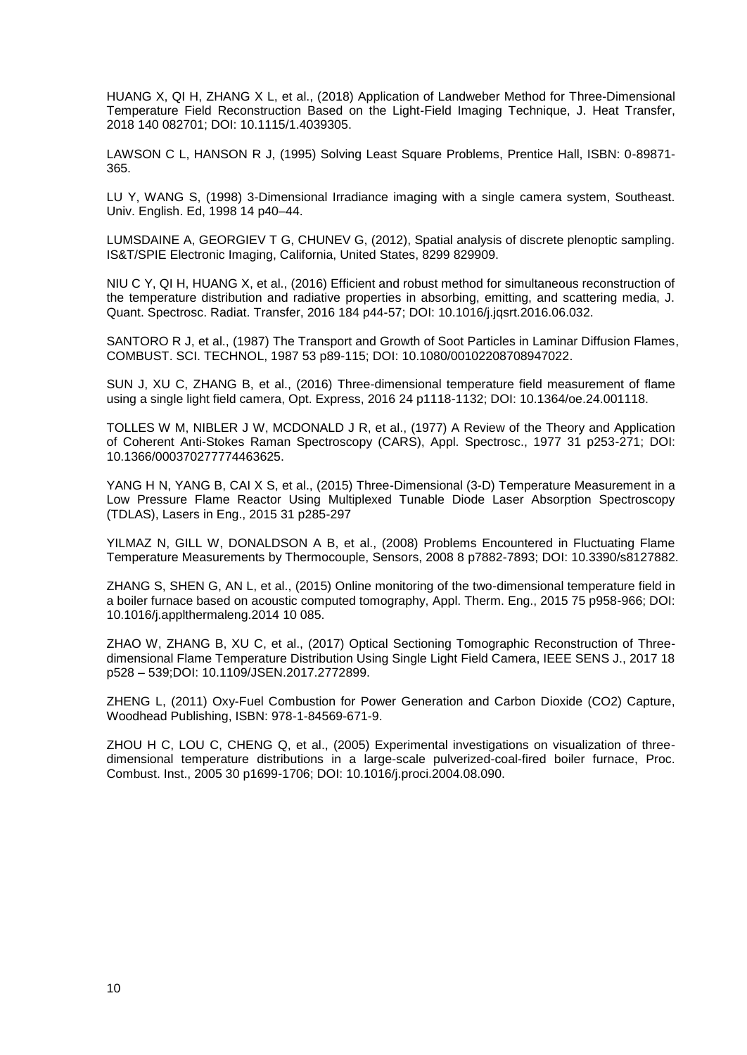HUANG X, QI H, ZHANG X L, et al., (2018) Application of Landweber Method for Three-Dimensional Temperature Field Reconstruction Based on the Light-Field Imaging Technique, J. Heat Transfer, 2018 140 082701; DOI: 10.1115/1.4039305.

LAWSON C L, HANSON R J, (1995) Solving Least Square Problems, Prentice Hall, ISBN: 0-89871-365.

LU Y, WANG S, (1998) 3-Dimensional Irradiance imaging with a single camera system, Southeast. Univ. English. Ed, 1998 14 p40–44.

LUMSDAINE A, GEORGIEV T G, CHUNEV G, (2012), Spatial analysis of discrete plenoptic sampling. IS&T/SPIE Electronic Imaging, California, United States, 8299 829909.

NIU C Y, QI H, HUANG X, et al., (2016) Efficient and robust method for simultaneous reconstruction of the temperature distribution and radiative properties in absorbing, emitting, and scattering media, J. Quant. Spectrosc. Radiat. Transfer, 2016 184 p44-57; DOI: 10.1016/j.jqsrt.2016.06.032.

SANTORO R J, et al., (1987) The Transport and Growth of Soot Particles in Laminar Diffusion Flames, COMBUST. SCI. TECHNOL, 1987 53 p89-115; DOI: 10.1080/00102208708947022.

SUN J, XU C, ZHANG B, et al., (2016) Three-dimensional temperature field measurement of flame using a single light field camera, Opt. Express, 2016 24 p1118-1132; DOI: 10.1364/oe.24.001118.

TOLLES W M, NIBLER J W, MCDONALD J R, et al., (1977) A Review of the Theory and Application of Coherent Anti-Stokes Raman Spectroscopy (CARS), Appl. Spectrosc., 1977 31 p253-271; DOI: 10.1366/000370277774463625.

YANG H N, YANG B, CAI X S, et al., (2015) Three-Dimensional (3-D) Temperature Measurement in a Low Pressure Flame Reactor Using Multiplexed Tunable Diode Laser Absorption Spectroscopy (TDLAS), Lasers in Eng., 2015 31 p285-297

YILMAZ N, GILL W, DONALDSON A B, et al., (2008) Problems Encountered in Fluctuating Flame Temperature Measurements by Thermocouple, Sensors, 2008 8 p7882-7893; DOI: 10.3390/s8127882.

ZHANG S, SHEN G, AN L, et al., (2015) Online monitoring of the two-dimensional temperature field in a boiler furnace based on acoustic computed tomography, Appl. Therm. Eng., 2015 75 p958-966; DOI: 10.1016/j.applthermaleng.2014 10 085.

ZHAO W, ZHANG B, XU C, et al., (2017) Optical Sectioning Tomographic Reconstruction of Three-dimensional Flame Temperature Distribution Using Single Light Field Camera, IEEE SENS J., 2017 18 p528 – 539;DOI: 10.1109/JSEN.2017.2772899.

ZHENG L, (2011) Oxy-Fuel Combustion for Power Generation and Carbon Dioxide (CO2) Capture, Woodhead Publishing, ISBN: 978-1-84569-671-9.

ZHOU H C, LOU C, CHENG Q, et al., (2005) Experimental investigations on visualization of three-dimensional temperature distributions in a large-scale pulverized-coal-fired boiler furnace, Proc. Combust. Inst., 2005 30 p1699-1706; DOI: 10.1016/j.proci.2004.08.090.